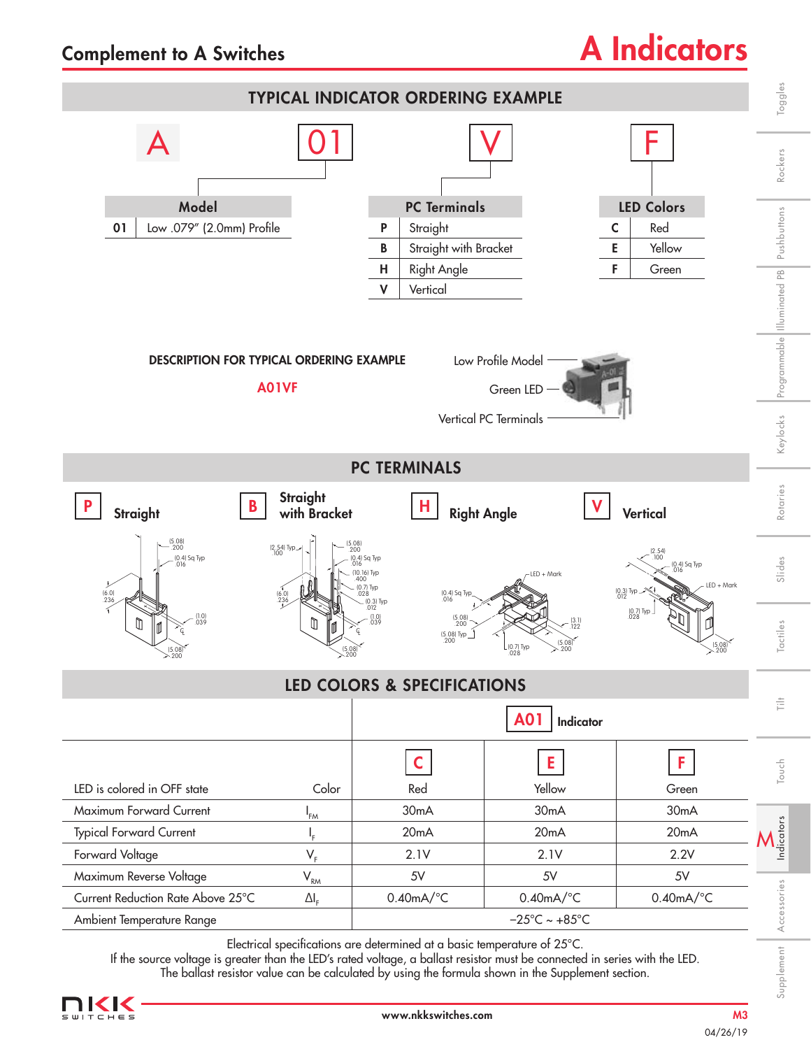# Complement to A Switches

# A Indicators

## TYPICAL INDICATOR ORDERING EXAMPLE

A | 01 | V | F

| Model | |
|---|---|
| 01 | Low .079" (2.0mm) Profile |

| PC Terminals | |
|---|---|
| P | Straight |
| B | Straight with Bracket |
| H | Right Angle |
| V | Vertical |

| LED Colors | |
|---|---|
| C | Red |
| E | Yellow |
| F | Green |

**DESCRIPTION FOR TYPICAL ORDERING EXAMPLE**

**A01VF**

Low Profile Model
Green LED
Vertical PC Terminals

## PC TERMINALS

**P** Straight

(5.08) .200; (0.4) Sq Typ .016; (6.0) .236; (1.0) .039; (5.08) .200

**B** Straight with Bracket

(2.54) Typ .100; (5.08) .200; (0.4) Sq Typ .016; (10.16) Typ .400; (0.7) Typ .028; (6.0) .236; (0.3) Typ .012; (1.0) .039; (5.08) .200

**H** Right Angle

LED + Mark; (0.4) Sq Typ .016; (5.08) .200; (5.08) Typ .200; (3.1) .122; (0.7) Typ .028; (5.08) .200

**V** Vertical

(2.54) .100; (0.4) Sq Typ .016; LED + Mark; (0.3) Typ .012; (0.7) Typ .028; (5.08) .200

## LED COLORS & SPECIFICATIONS

| | | A01 Indicator | | |
|---|---|---|---|---|
| | | C | E | F |
| LED is colored in OFF state | Color | Red | Yellow | Green |
| Maximum Forward Current | $I_{FM}$ | 30mA | 30mA | 30mA |
| Typical Forward Current | $I_F$ | 20mA | 20mA | 20mA |
| Forward Voltage | $V_F$ | 2.1V | 2.1V | 2.2V |
| Maximum Reverse Voltage | $V_{RM}$ | 5V | 5V | 5V |
| Current Reduction Rate Above 25°C | $\Delta I_F$ | 0.40mA/°C | 0.40mA/°C | 0.40mA/°C |
| Ambient Temperature Range | | −25°C ~ +85°C | | |

Electrical specifications are determined at a basic temperature of 25°C.
If the source voltage is greater than the LED's rated voltage, a ballast resistor must be connected in series with the LED.
The ballast resistor value can be calculated by using the formula shown in the Supplement section.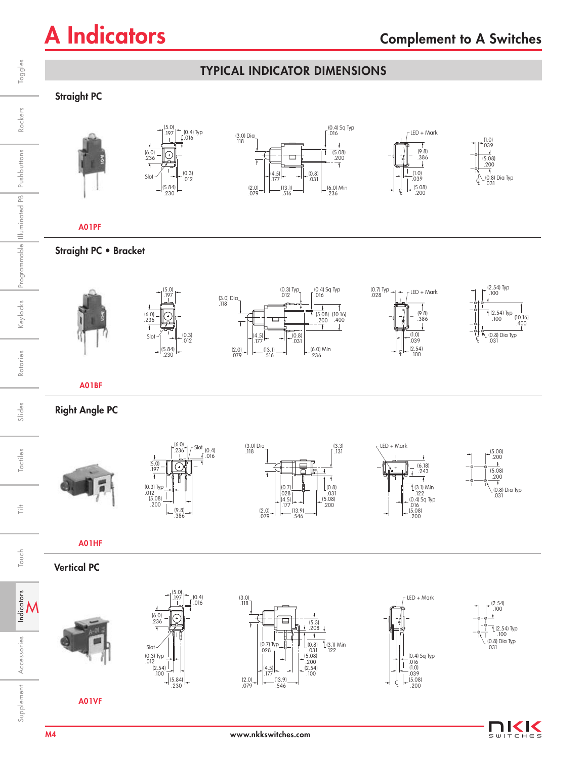# A Indicators

## Complement to A Switches

## TYPICAL INDICATOR DIMENSIONS

### Straight PC

(5.0) .197
(0.4) Typ .016
(6.0) .236
Slot
(0.3) .012
(5.84) .230
(3.0) Dia .118
(0.4) Sq Typ .016
(5.08) .200
(4.5) .177
(0.8) .031
(2.0) .079
(13.1) .516
(6.0) Min .236
LED + Mark
(9.8) .386
(1.0) .039
(5.08) .200
(1.0) .039
(5.08) .200
(0.8) Dia Typ .031

**A01PF**

### Straight PC • Bracket

(5.0) .197
(6.0) .236
Slot
(0.3) .012
(5.84) .230
(3.0) Dia .118
(0.3) Typ .012
(0.4) Sq Typ .016
(5.08) .200
(10.16) .400
(4.5) .177
(0.8) .031
(2.0) .079
(13.1) .516
(6.0) Min .236
(0.7) Typ .028
LED + Mark
(9.8) .386
(1.0) .039
(2.54) .100
(2.54) Typ .100
(2.54) Typ .100
(10.16) .400
(0.8) Dia Typ .031

**A01BF**

### Right Angle PC

(6.0) .236
Slot
(0.4) .016
(5.0) .197
(0.3) Typ .012
(5.08) .200
(9.8) .386
(3.0) Dia .118
(3.3) .131
(0.7) .028
(4.5) .177
(0.8) .031
(5.08) .200
(2.0) .079
(13.9) .546
LED + Mark
(6.18) .243
(3.1) Min .122
(0.4) Sq Typ .016
(5.08) .200
(5.08) .200
(5.08) .200
(0.8) Dia Typ .031

**A01HF**

### Vertical PC

(5.0) .197
(0.4) .016
(6.0) .236
Slot
(0.3) Typ .012
(2.54) .100
(5.84) .230
(3.0) .118
(5.3) .208
(0.7) Typ .028
(0.8) .031
(3.1) Min .122
(5.08) .200
(2.54) .100
(4.5) .177
(2.0) .079
(13.9) .546
LED + Mark
(0.4) Sq Typ .016
(1.0) .039
(5.08) .200
(2.54) .100
(2.54) Typ .100
(0.8) Dia Typ .031

**A01VF**

www.nkkswitches.com